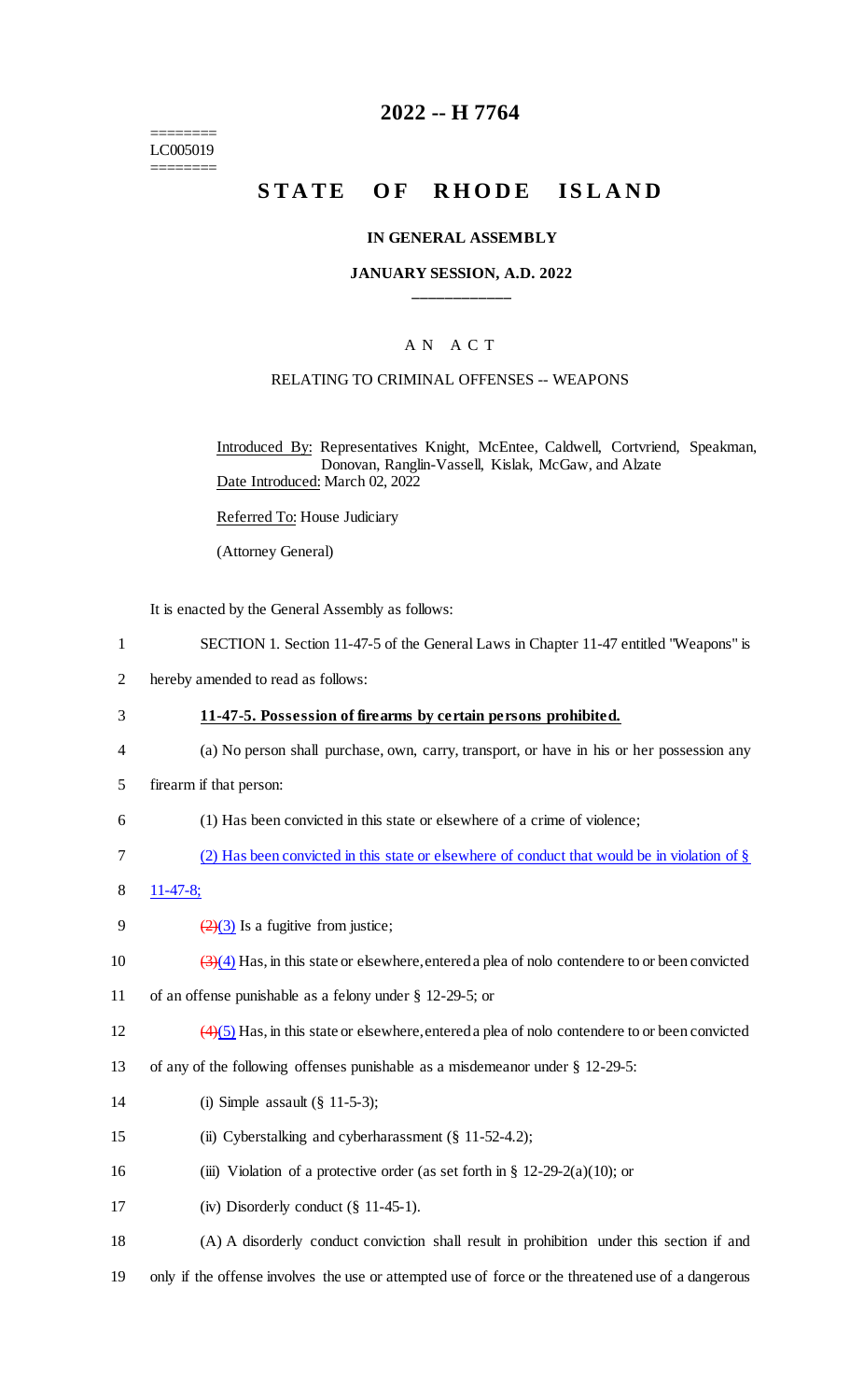========
LC005019
========

# 2022 -- H 7764

## STATE OF RHODE ISLAND

### IN GENERAL ASSEMBLY

### JANUARY SESSION, A.D. 2022

____________

A N A C T

RELATING TO CRIMINAL OFFENSES -- WEAPONS

Introduced By: Representatives Knight, McEntee, Caldwell, Cortvriend, Speakman, Donovan, Ranglin-Vassell, Kislak, McGaw, and Alzate

Date Introduced: March 02, 2022

Referred To: House Judiciary

(Attorney General)

It is enacted by the General Assembly as follows:

1 SECTION 1. Section 11-47-5 of the General Laws in Chapter 11-47 entitled "Weapons" is
2 hereby amended to read as follows:

3 **11-47-5. Possession of firearms by certain persons prohibited.**

4 (a) No person shall purchase, own, carry, transport, or have in his or her possession any
5 firearm if that person:

6 (1) Has been convicted in this state or elsewhere of a crime of violence;

7 (2) Has been convicted in this state or elsewhere of conduct that would be in violation of §
8 11-47-8;

9 ~~(2)~~(3) Is a fugitive from justice;

10 ~~(3)~~(4) Has, in this state or elsewhere, entered a plea of nolo contendere to or been convicted
11 of an offense punishable as a felony under § 12-29-5; or

12 ~~(4)~~(5) Has, in this state or elsewhere, entered a plea of nolo contendere to or been convicted
13 of any of the following offenses punishable as a misdemeanor under § 12-29-5:

14 (i) Simple assault (§ 11-5-3);

15 (ii) Cyberstalking and cyberharassment (§ 11-52-4.2);

16 (iii) Violation of a protective order (as set forth in § 12-29-2(a)(10); or

17 (iv) Disorderly conduct (§ 11-45-1).

18 (A) A disorderly conduct conviction shall result in prohibition under this section if and
19 only if the offense involves the use or attempted use of force or the threatened use of a dangerous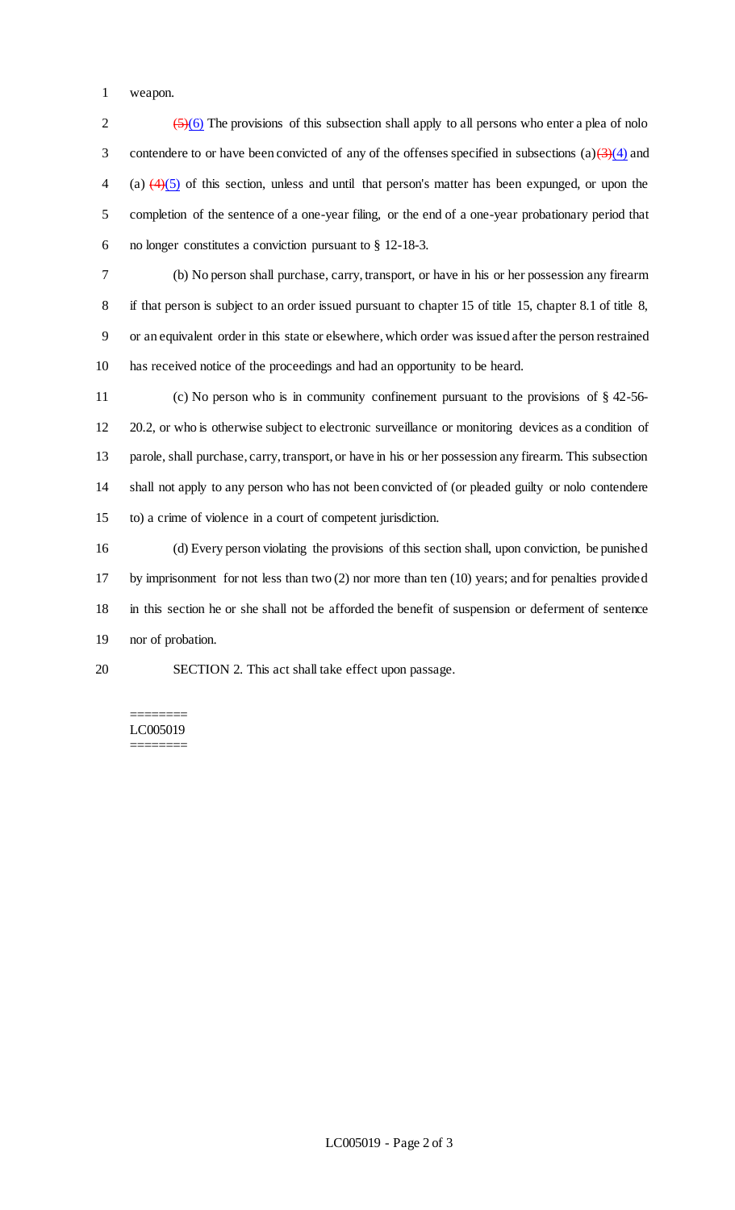weapon.

~~(5)~~(6) The provisions of this subsection shall apply to all persons who enter a plea of nolo contendere to or have been convicted of any of the offenses specified in subsections (a)~~(3)~~(4) and (a) ~~(4)~~(5) of this section, unless and until that person's matter has been expunged, or upon the completion of the sentence of a one-year filing, or the end of a one-year probationary period that no longer constitutes a conviction pursuant to § 12-18-3.

(b) No person shall purchase, carry, transport, or have in his or her possession any firearm if that person is subject to an order issued pursuant to chapter 15 of title 15, chapter 8.1 of title 8, or an equivalent order in this state or elsewhere, which order was issued after the person restrained has received notice of the proceedings and had an opportunity to be heard.

(c) No person who is in community confinement pursuant to the provisions of § 42-56-20.2, or who is otherwise subject to electronic surveillance or monitoring devices as a condition of parole, shall purchase, carry, transport, or have in his or her possession any firearm. This subsection shall not apply to any person who has not been convicted of (or pleaded guilty or nolo contendere to) a crime of violence in a court of competent jurisdiction.

(d) Every person violating the provisions of this section shall, upon conviction, be punished by imprisonment for not less than two (2) nor more than ten (10) years; and for penalties provided in this section he or she shall not be afforded the benefit of suspension or deferment of sentence nor of probation.

SECTION 2. This act shall take effect upon passage.

========
LC005019
========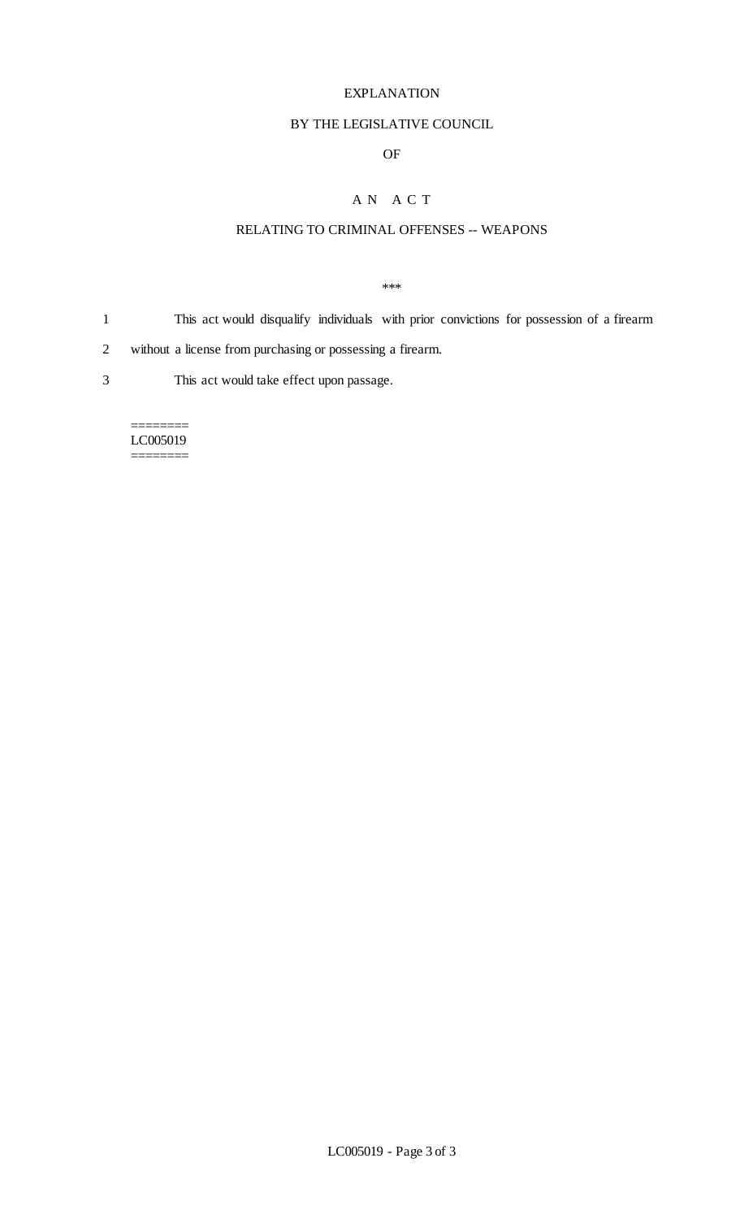EXPLANATION

BY THE LEGISLATIVE COUNCIL

OF

A N A C T

RELATING TO CRIMINAL OFFENSES -- WEAPONS

\*\*\*

1 This act would disqualify individuals with prior convictions for possession of a firearm
2 without a license from purchasing or possessing a firearm.
3 This act would take effect upon passage.

========
LC005019
========